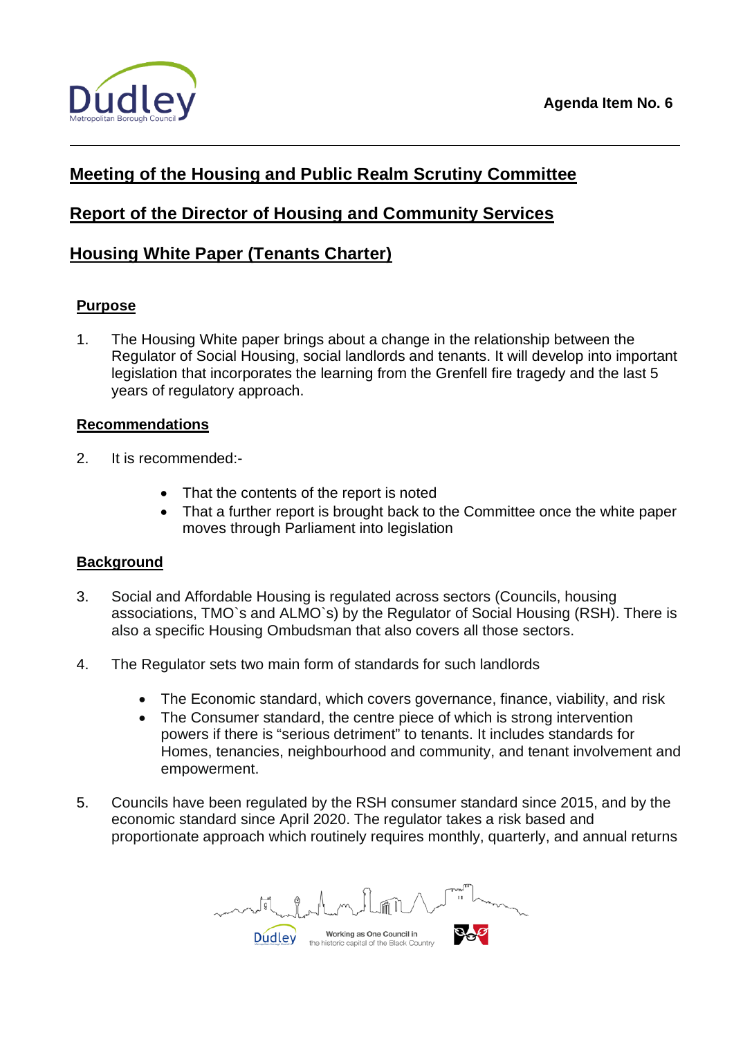**Agenda Item No. 6**

---

## Meeting of the Housing and Public Realm Scrutiny Committee

## Report of the Director of Housing and Community Services

## Housing White Paper (Tenants Charter)

### Purpose

1. The Housing White paper brings about a change in the relationship between the Regulator of Social Housing, social landlords and tenants. It will develop into important legislation that incorporates the learning from the Grenfell fire tragedy and the last 5 years of regulatory approach.

### Recommendations

2. It is recommended:-

    - That the contents of the report is noted
    - That a further report is brought back to the Committee once the white paper moves through Parliament into legislation

### Background

3. Social and Affordable Housing is regulated across sectors (Councils, housing associations, TMO`s and ALMO`s) by the Regulator of Social Housing (RSH). There is also a specific Housing Ombudsman that also covers all those sectors.

4. The Regulator sets two main form of standards for such landlords

    - The Economic standard, which covers governance, finance, viability, and risk
    - The Consumer standard, the centre piece of which is strong intervention powers if there is "serious detriment" to tenants. It includes standards for Homes, tenancies, neighbourhood and community, and tenant involvement and empowerment.

5. Councils have been regulated by the RSH consumer standard since 2015, and by the economic standard since April 2020. The regulator takes a risk based and proportionate approach which routinely requires monthly, quarterly, and annual returns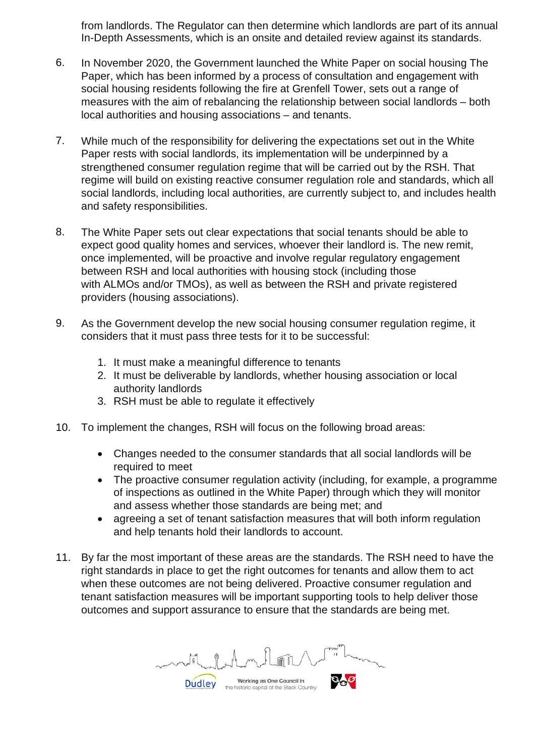from landlords. The Regulator can then determine which landlords are part of its annual In-Depth Assessments, which is an onsite and detailed review against its standards.

6. In November 2020, the Government launched the White Paper on social housing The Paper, which has been informed by a process of consultation and engagement with social housing residents following the fire at Grenfell Tower, sets out a range of measures with the aim of rebalancing the relationship between social landlords – both local authorities and housing associations – and tenants.

7. While much of the responsibility for delivering the expectations set out in the White Paper rests with social landlords, its implementation will be underpinned by a strengthened consumer regulation regime that will be carried out by the RSH. That regime will build on existing reactive consumer regulation role and standards, which all social landlords, including local authorities, are currently subject to, and includes health and safety responsibilities.

8. The White Paper sets out clear expectations that social tenants should be able to expect good quality homes and services, whoever their landlord is. The new remit, once implemented, will be proactive and involve regular regulatory engagement between RSH and local authorities with housing stock (including those with ALMOs and/or TMOs), as well as between the RSH and private registered providers (housing associations).

9. As the Government develop the new social housing consumer regulation regime, it considers that it must pass three tests for it to be successful:

   1. It must make a meaningful difference to tenants
   2. It must be deliverable by landlords, whether housing association or local authority landlords
   3. RSH must be able to regulate it effectively

10. To implement the changes, RSH will focus on the following broad areas:

    - Changes needed to the consumer standards that all social landlords will be required to meet
    - The proactive consumer regulation activity (including, for example, a programme of inspections as outlined in the White Paper) through which they will monitor and assess whether those standards are being met; and
    - agreeing a set of tenant satisfaction measures that will both inform regulation and help tenants hold their landlords to account.

11. By far the most important of these areas are the standards. The RSH need to have the right standards in place to get the right outcomes for tenants and allow them to act when these outcomes are not being delivered. Proactive consumer regulation and tenant satisfaction measures will be important supporting tools to help deliver those outcomes and support assurance to ensure that the standards are being met.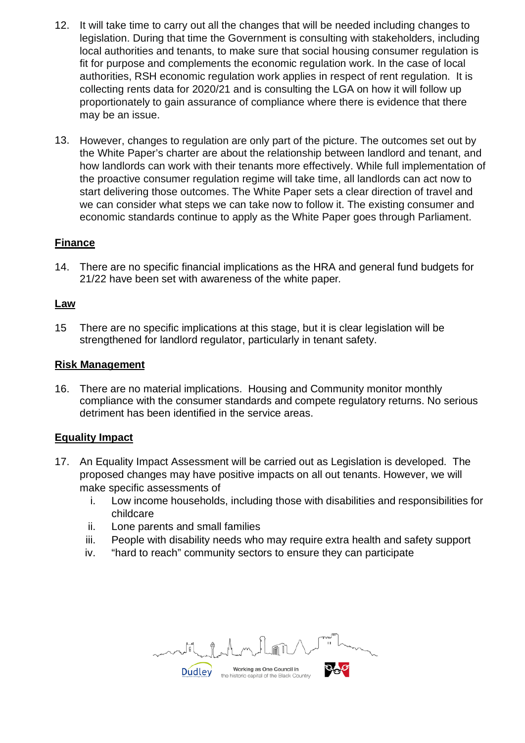12. It will take time to carry out all the changes that will be needed including changes to legislation. During that time the Government is consulting with stakeholders, including local authorities and tenants, to make sure that social housing consumer regulation is fit for purpose and complements the economic regulation work. In the case of local authorities, RSH economic regulation work applies in respect of rent regulation. It is collecting rents data for 2020/21 and is consulting the LGA on how it will follow up proportionately to gain assurance of compliance where there is evidence that there may be an issue.

13. However, changes to regulation are only part of the picture. The outcomes set out by the White Paper's charter are about the relationship between landlord and tenant, and how landlords can work with their tenants more effectively. While full implementation of the proactive consumer regulation regime will take time, all landlords can act now to start delivering those outcomes. The White Paper sets a clear direction of travel and we can consider what steps we can take now to follow it. The existing consumer and economic standards continue to apply as the White Paper goes through Parliament.

**Finance**

14. There are no specific financial implications as the HRA and general fund budgets for 21/22 have been set with awareness of the white paper.

**Law**

15 There are no specific implications at this stage, but it is clear legislation will be strengthened for landlord regulator, particularly in tenant safety.

**Risk Management**

16. There are no material implications. Housing and Community monitor monthly compliance with the consumer standards and compete regulatory returns. No serious detriment has been identified in the service areas.

**Equality Impact**

17. An Equality Impact Assessment will be carried out as Legislation is developed. The proposed changes may have positive impacts on all out tenants. However, we will make specific assessments of
    i. Low income households, including those with disabilities and responsibilities for childcare
    ii. Lone parents and small families
    iii. People with disability needs who may require extra health and safety support
    iv. "hard to reach" community sectors to ensure they can participate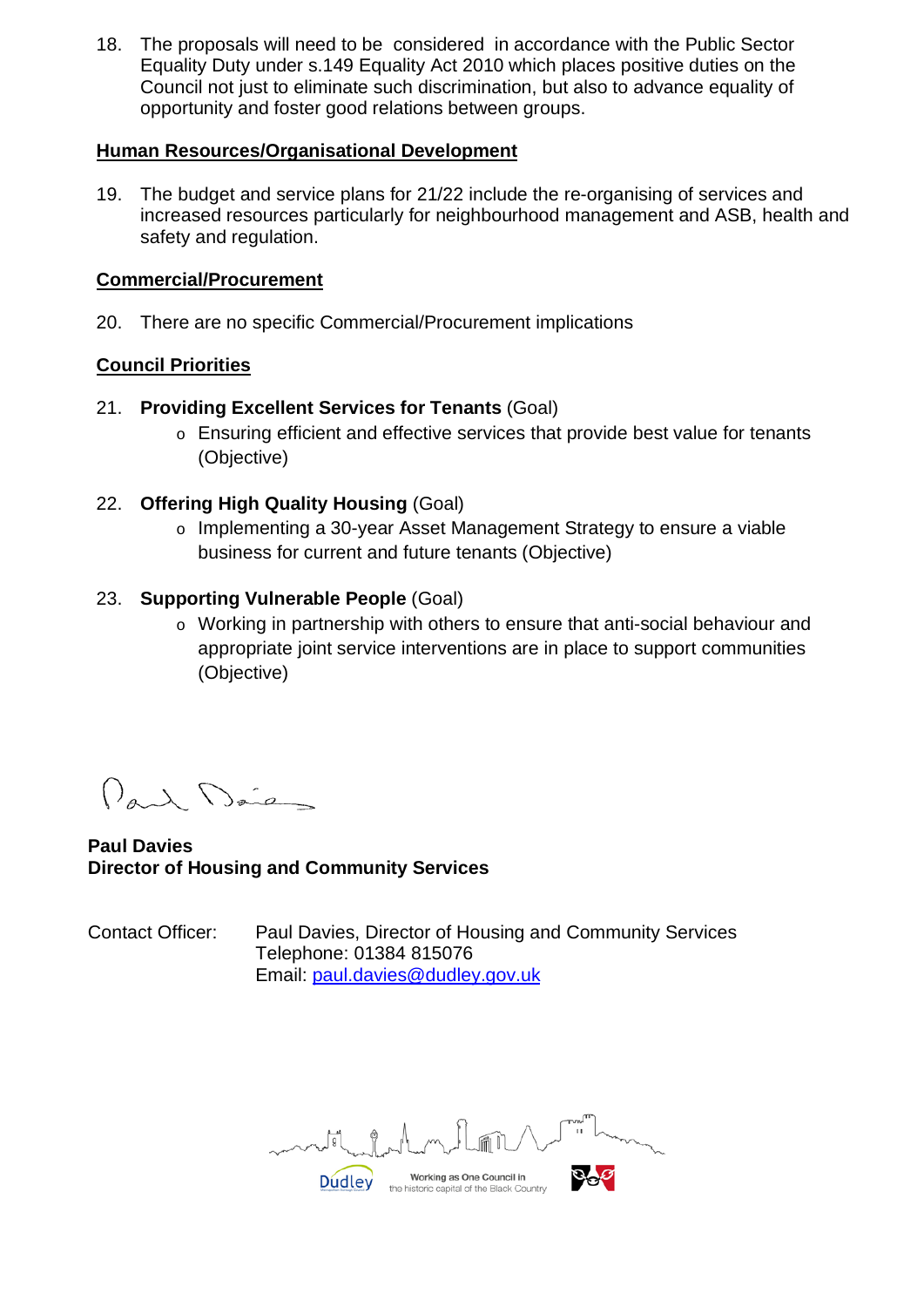18. The proposals will need to be considered in accordance with the Public Sector Equality Duty under s.149 Equality Act 2010 which places positive duties on the Council not just to eliminate such discrimination, but also to advance equality of opportunity and foster good relations between groups.

**Human Resources/Organisational Development**

19. The budget and service plans for 21/22 include the re-organising of services and increased resources particularly for neighbourhood management and ASB, health and safety and regulation.

**Commercial/Procurement**

20. There are no specific Commercial/Procurement implications

**Council Priorities**

21. **Providing Excellent Services for Tenants** (Goal)
    - Ensuring efficient and effective services that provide best value for tenants (Objective)

22. **Offering High Quality Housing** (Goal)
    - Implementing a 30-year Asset Management Strategy to ensure a viable business for current and future tenants (Objective)

23. **Supporting Vulnerable People** (Goal)
    - Working in partnership with others to ensure that anti-social behaviour and appropriate joint service interventions are in place to support communities (Objective)

**Paul Davies**
**Director of Housing and Community Services**

Contact Officer: Paul Davies, Director of Housing and Community Services
Telephone: 01384 815076
Email: paul.davies@dudley.gov.uk